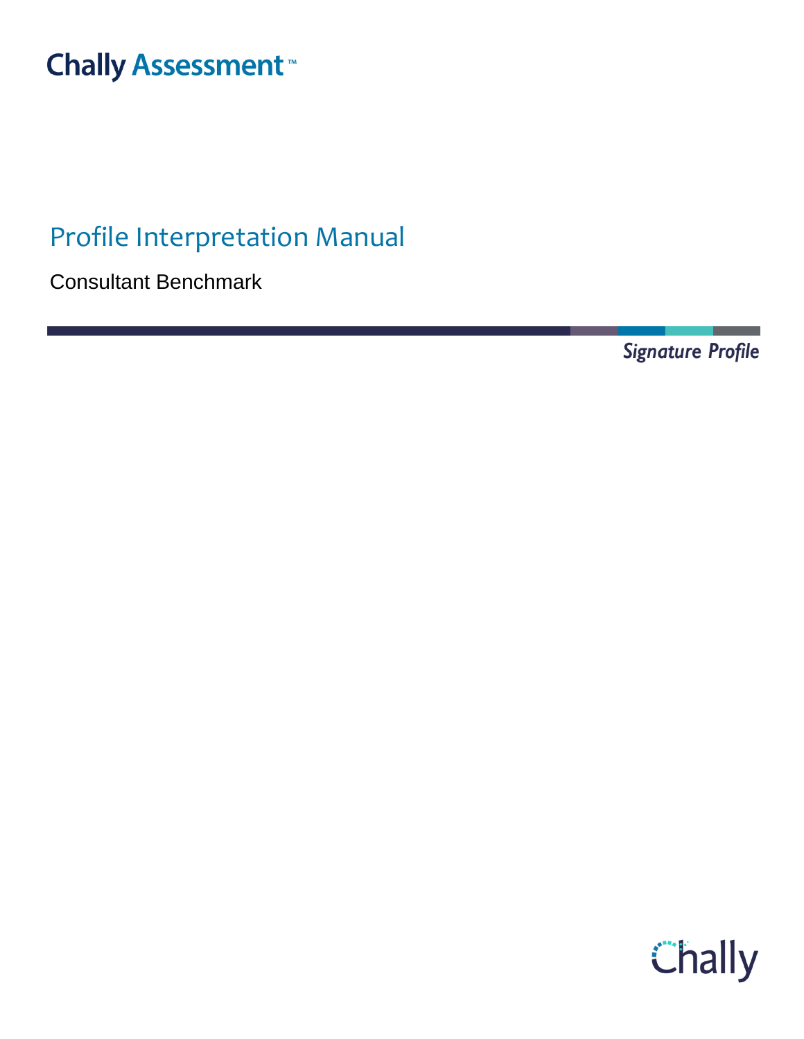Chally Assessment™

# Profile Interpretation Manual

Consultant Benchmark

*Signature Profile*

Chally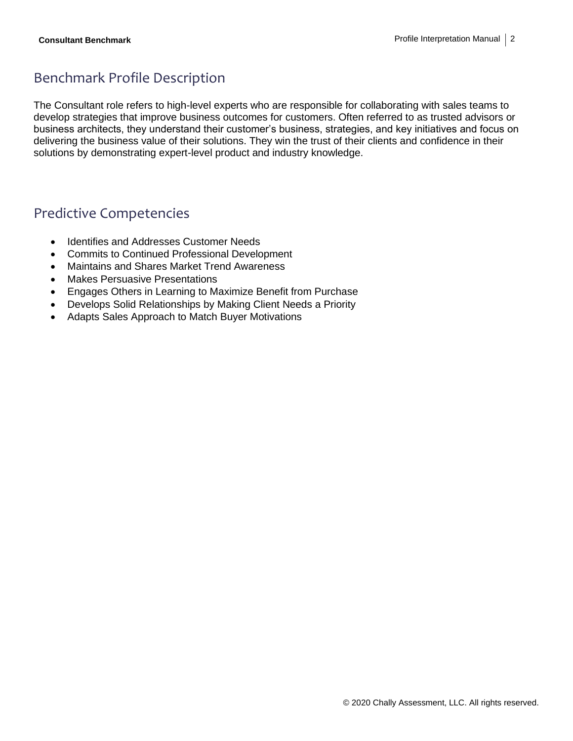## Benchmark Profile Description

The Consultant role refers to high-level experts who are responsible for collaborating with sales teams to develop strategies that improve business outcomes for customers. Often referred to as trusted advisors or business architects, they understand their customer's business, strategies, and key initiatives and focus on delivering the business value of their solutions. They win the trust of their clients and confidence in their solutions by demonstrating expert-level product and industry knowledge.

## Predictive Competencies

- Identifies and Addresses Customer Needs
- Commits to Continued Professional Development
- Maintains and Shares Market Trend Awareness
- Makes Persuasive Presentations
- Engages Others in Learning to Maximize Benefit from Purchase
- Develops Solid Relationships by Making Client Needs a Priority
- Adapts Sales Approach to Match Buyer Motivations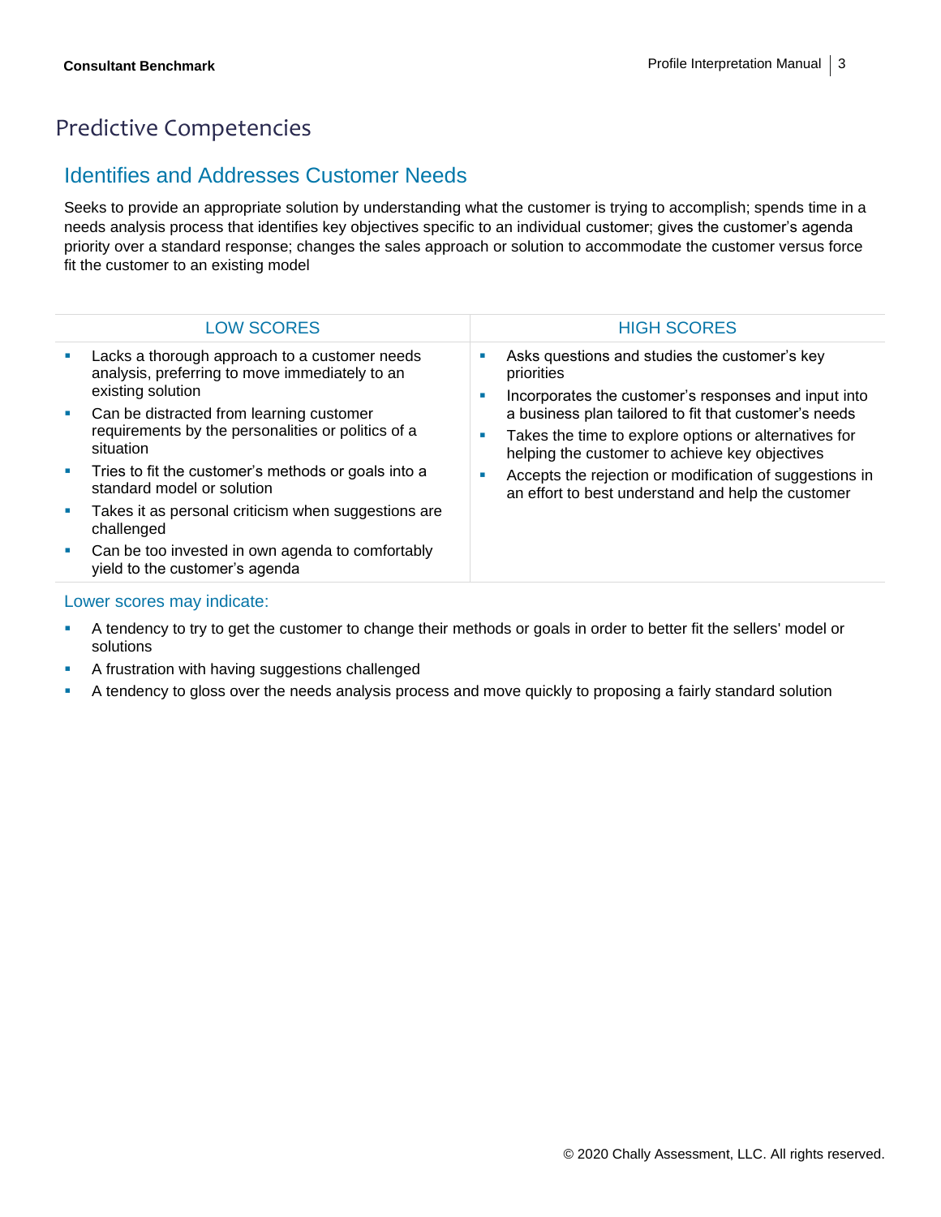# Predictive Competencies

## Identifies and Addresses Customer Needs

Seeks to provide an appropriate solution by understanding what the customer is trying to accomplish; spends time in a needs analysis process that identifies key objectives specific to an individual customer; gives the customer's agenda priority over a standard response; changes the sales approach or solution to accommodate the customer versus force fit the customer to an existing model

| LOW SCORES | HIGH SCORES |
| --- | --- |
| ▪ Lacks a thorough approach to a customer needs analysis, preferring to move immediately to an existing solution<br>▪ Can be distracted from learning customer requirements by the personalities or politics of a situation<br>▪ Tries to fit the customer's methods or goals into a standard model or solution<br>▪ Takes it as personal criticism when suggestions are challenged<br>▪ Can be too invested in own agenda to comfortably yield to the customer's agenda | ▪ Asks questions and studies the customer's key priorities<br>▪ Incorporates the customer's responses and input into a business plan tailored to fit that customer's needs<br>▪ Takes the time to explore options or alternatives for helping the customer to achieve key objectives<br>▪ Accepts the rejection or modification of suggestions in an effort to best understand and help the customer |

### Lower scores may indicate:

- A tendency to try to get the customer to change their methods or goals in order to better fit the sellers' model or solutions
- A frustration with having suggestions challenged
- A tendency to gloss over the needs analysis process and move quickly to proposing a fairly standard solution

© 2020 Chally Assessment, LLC. All rights reserved.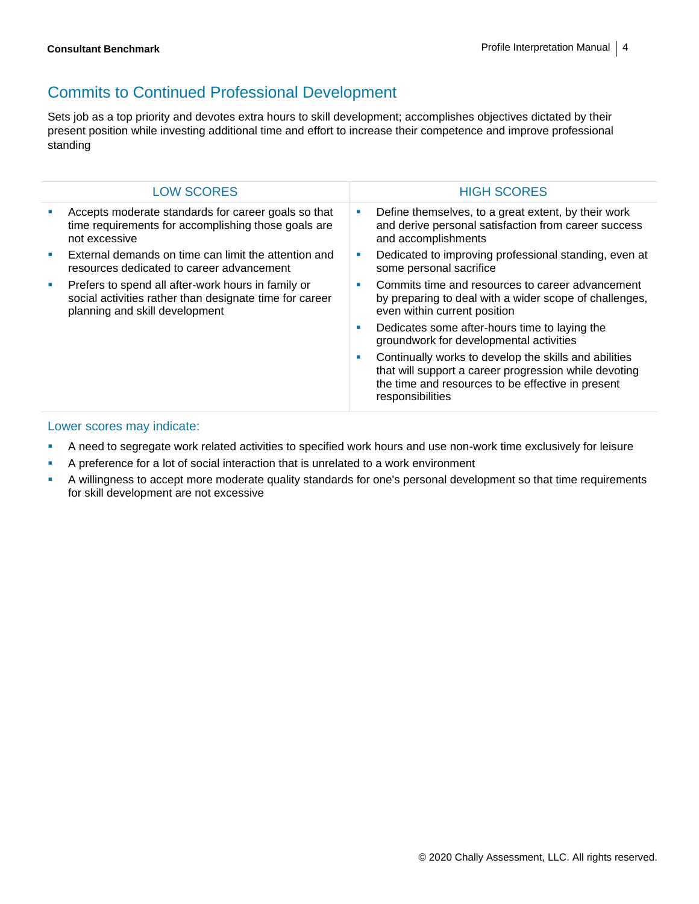## Commits to Continued Professional Development

Sets job as a top priority and devotes extra hours to skill development; accomplishes objectives dictated by their present position while investing additional time and effort to increase their competence and improve professional standing

| LOW SCORES | HIGH SCORES |
| --- | --- |
| ▪ Accepts moderate standards for career goals so that time requirements for accomplishing those goals are not excessive<br>▪ External demands on time can limit the attention and resources dedicated to career advancement<br>▪ Prefers to spend all after-work hours in family or social activities rather than designate time for career planning and skill development | ▪ Define themselves, to a great extent, by their work and derive personal satisfaction from career success and accomplishments<br>▪ Dedicated to improving professional standing, even at some personal sacrifice<br>▪ Commits time and resources to career advancement by preparing to deal with a wider scope of challenges, even within current position<br>▪ Dedicates some after-hours time to laying the groundwork for developmental activities<br>▪ Continually works to develop the skills and abilities that will support a career progression while devoting the time and resources to be effective in present responsibilities |

### Lower scores may indicate:

- A need to segregate work related activities to specified work hours and use non-work time exclusively for leisure
- A preference for a lot of social interaction that is unrelated to a work environment
- A willingness to accept more moderate quality standards for one's personal development so that time requirements for skill development are not excessive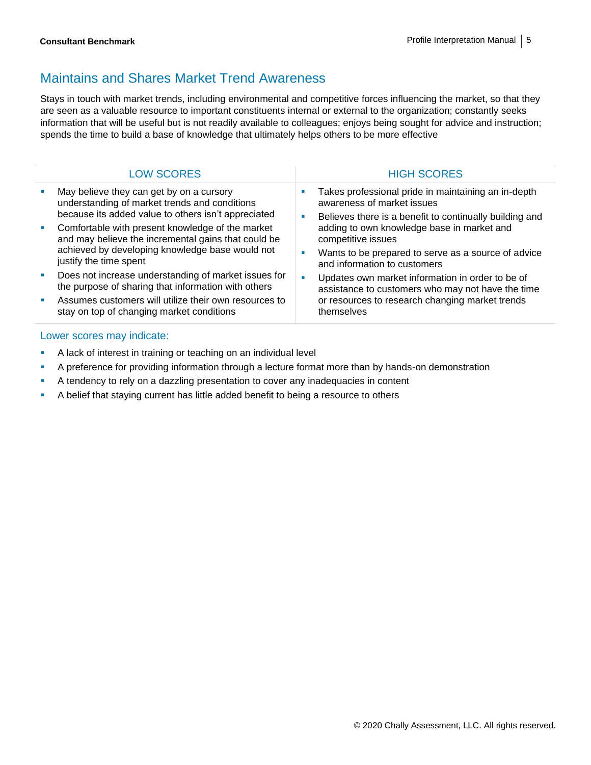## Maintains and Shares Market Trend Awareness

Stays in touch with market trends, including environmental and competitive forces influencing the market, so that they are seen as a valuable resource to important constituents internal or external to the organization; constantly seeks information that will be useful but is not readily available to colleagues; enjoys being sought for advice and instruction; spends the time to build a base of knowledge that ultimately helps others to be more effective

| LOW SCORES | HIGH SCORES |
| --- | --- |
| ▪ May believe they can get by on a cursory understanding of market trends and conditions because its added value to others isn't appreciated<br>▪ Comfortable with present knowledge of the market and may believe the incremental gains that could be achieved by developing knowledge base would not justify the time spent<br>▪ Does not increase understanding of market issues for the purpose of sharing that information with others<br>▪ Assumes customers will utilize their own resources to stay on top of changing market conditions | ▪ Takes professional pride in maintaining an in-depth awareness of market issues<br>▪ Believes there is a benefit to continually building and adding to own knowledge base in market and competitive issues<br>▪ Wants to be prepared to serve as a source of advice and information to customers<br>▪ Updates own market information in order to be of assistance to customers who may not have the time or resources to research changing market trends themselves |

### Lower scores may indicate:

- A lack of interest in training or teaching on an individual level
- A preference for providing information through a lecture format more than by hands-on demonstration
- A tendency to rely on a dazzling presentation to cover any inadequacies in content
- A belief that staying current has little added benefit to being a resource to others

© 2020 Chally Assessment, LLC. All rights reserved.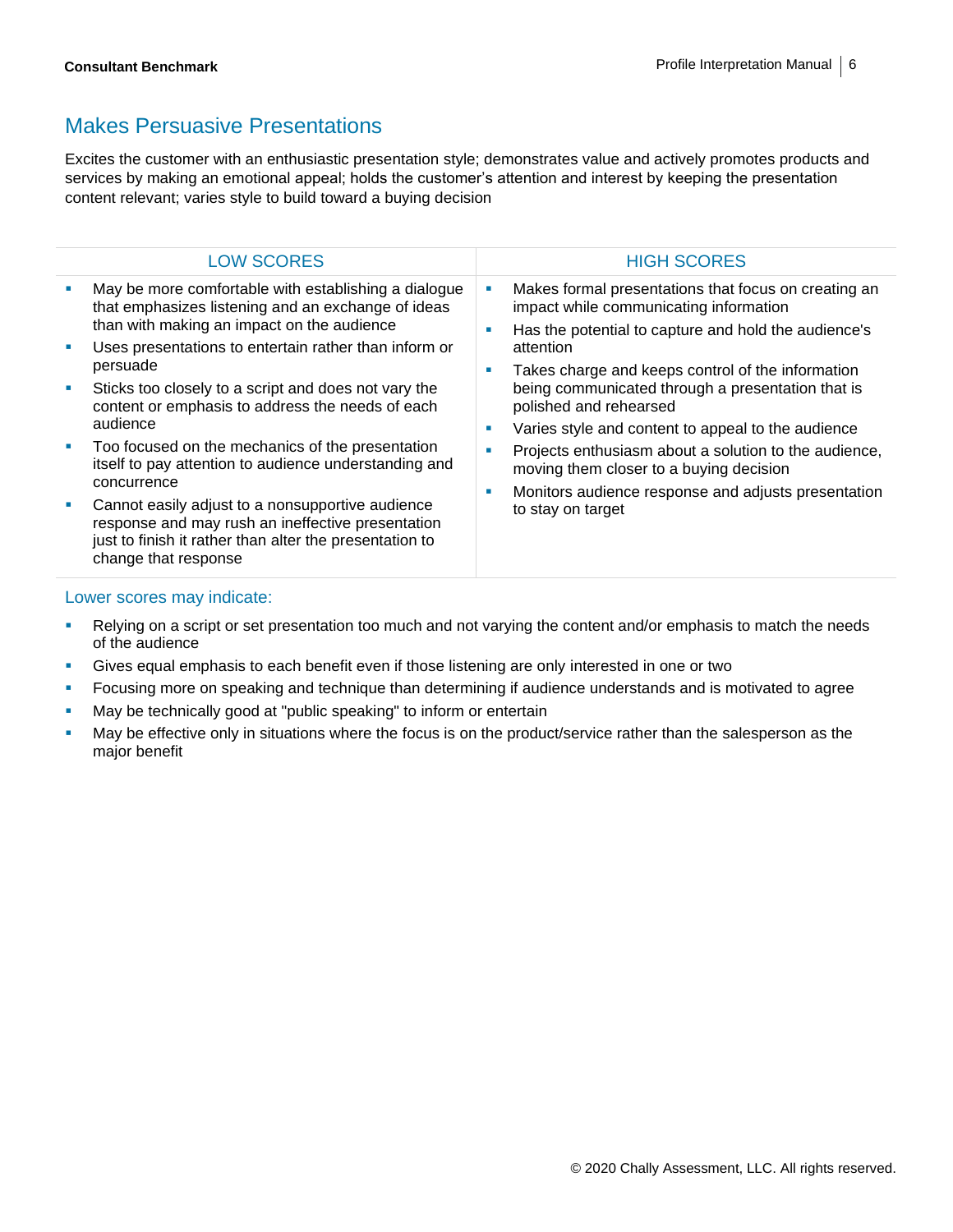## Makes Persuasive Presentations

Excites the customer with an enthusiastic presentation style; demonstrates value and actively promotes products and services by making an emotional appeal; holds the customer's attention and interest by keeping the presentation content relevant; varies style to build toward a buying decision

| LOW SCORES | HIGH SCORES |
|---|---|
| • May be more comfortable with establishing a dialogue that emphasizes listening and an exchange of ideas than with making an impact on the audience<br>• Uses presentations to entertain rather than inform or persuade<br>• Sticks too closely to a script and does not vary the content or emphasis to address the needs of each audience<br>• Too focused on the mechanics of the presentation itself to pay attention to audience understanding and concurrence<br>• Cannot easily adjust to a nonsupportive audience response and may rush an ineffective presentation just to finish it rather than alter the presentation to change that response | • Makes formal presentations that focus on creating an impact while communicating information<br>• Has the potential to capture and hold the audience's attention<br>• Takes charge and keeps control of the information being communicated through a presentation that is polished and rehearsed<br>• Varies style and content to appeal to the audience<br>• Projects enthusiasm about a solution to the audience, moving them closer to a buying decision<br>• Monitors audience response and adjusts presentation to stay on target |

### Lower scores may indicate:

- Relying on a script or set presentation too much and not varying the content and/or emphasis to match the needs of the audience
- Gives equal emphasis to each benefit even if those listening are only interested in one or two
- Focusing more on speaking and technique than determining if audience understands and is motivated to agree
- May be technically good at "public speaking" to inform or entertain
- May be effective only in situations where the focus is on the product/service rather than the salesperson as the major benefit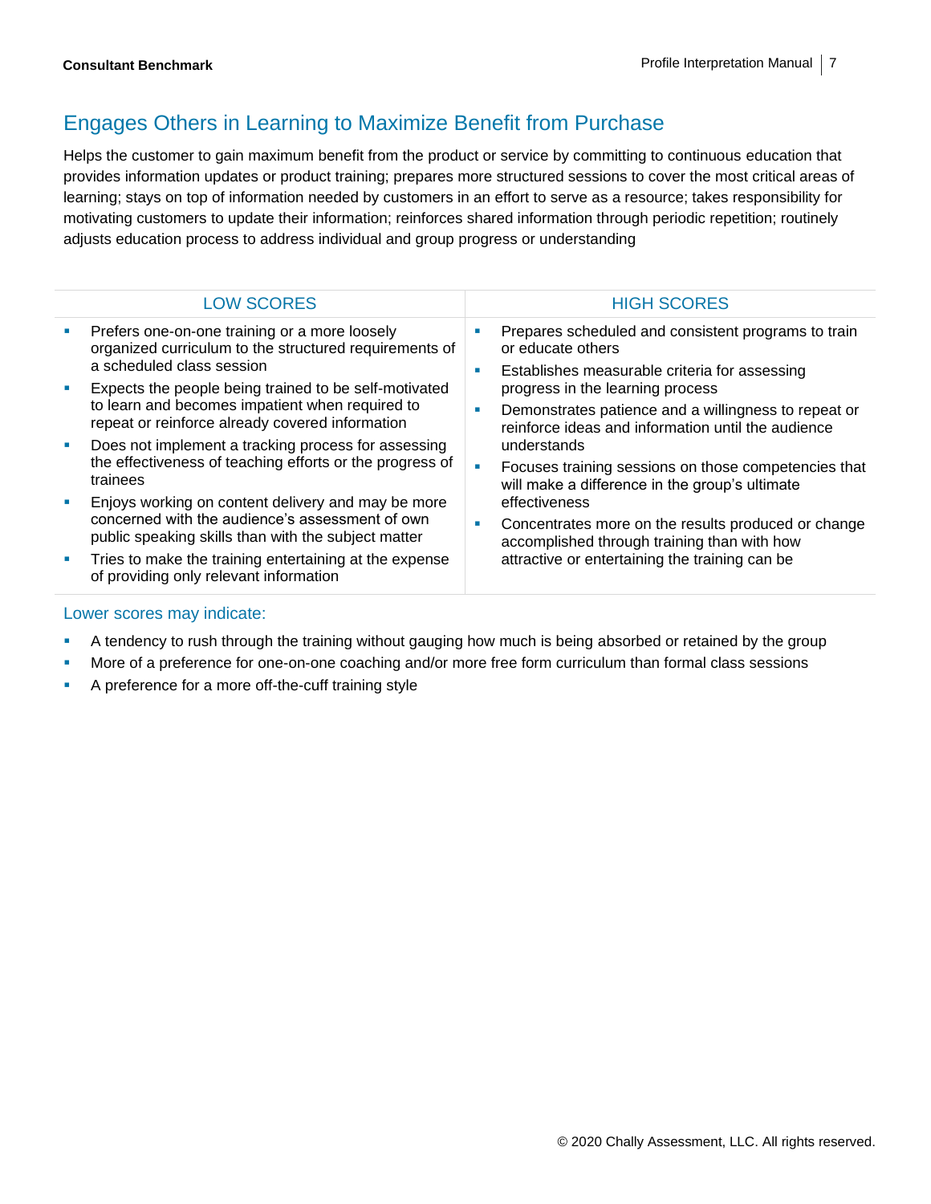## Engages Others in Learning to Maximize Benefit from Purchase

Helps the customer to gain maximum benefit from the product or service by committing to continuous education that provides information updates or product training; prepares more structured sessions to cover the most critical areas of learning; stays on top of information needed by customers in an effort to serve as a resource; takes responsibility for motivating customers to update their information; reinforces shared information through periodic repetition; routinely adjusts education process to address individual and group progress or understanding

| LOW SCORES | HIGH SCORES |
| --- | --- |
| ▪ Prefers one-on-one training or a more loosely organized curriculum to the structured requirements of a scheduled class session<br>▪ Expects the people being trained to be self-motivated to learn and becomes impatient when required to repeat or reinforce already covered information<br>▪ Does not implement a tracking process for assessing the effectiveness of teaching efforts or the progress of trainees<br>▪ Enjoys working on content delivery and may be more concerned with the audience's assessment of own public speaking skills than with the subject matter<br>▪ Tries to make the training entertaining at the expense of providing only relevant information | ▪ Prepares scheduled and consistent programs to train or educate others<br>▪ Establishes measurable criteria for assessing progress in the learning process<br>▪ Demonstrates patience and a willingness to repeat or reinforce ideas and information until the audience understands<br>▪ Focuses training sessions on those competencies that will make a difference in the group's ultimate effectiveness<br>▪ Concentrates more on the results produced or change accomplished through training than with how attractive or entertaining the training can be |

### Lower scores may indicate:

- A tendency to rush through the training without gauging how much is being absorbed or retained by the group
- More of a preference for one-on-one coaching and/or more free form curriculum than formal class sessions
- A preference for a more off-the-cuff training style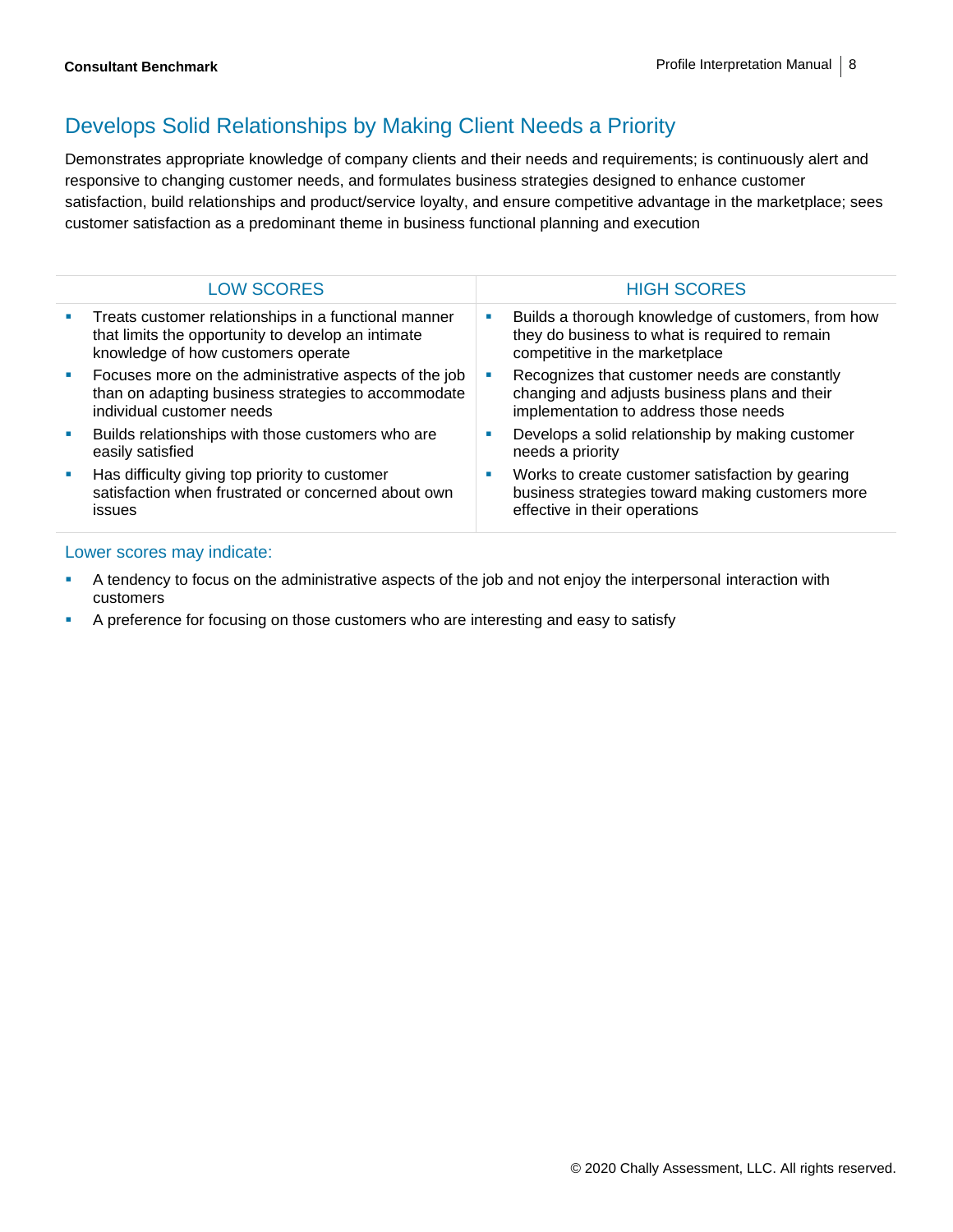## Develops Solid Relationships by Making Client Needs a Priority

Demonstrates appropriate knowledge of company clients and their needs and requirements; is continuously alert and responsive to changing customer needs, and formulates business strategies designed to enhance customer satisfaction, build relationships and product/service loyalty, and ensure competitive advantage in the marketplace; sees customer satisfaction as a predominant theme in business functional planning and execution

| LOW SCORES | HIGH SCORES |
| --- | --- |
| ▪ Treats customer relationships in a functional manner that limits the opportunity to develop an intimate knowledge of how customers operate<br>▪ Focuses more on the administrative aspects of the job than on adapting business strategies to accommodate individual customer needs<br>▪ Builds relationships with those customers who are easily satisfied<br>▪ Has difficulty giving top priority to customer satisfaction when frustrated or concerned about own issues | ▪ Builds a thorough knowledge of customers, from how they do business to what is required to remain competitive in the marketplace<br>▪ Recognizes that customer needs are constantly changing and adjusts business plans and their implementation to address those needs<br>▪ Develops a solid relationship by making customer needs a priority<br>▪ Works to create customer satisfaction by gearing business strategies toward making customers more effective in their operations |

### Lower scores may indicate:

- A tendency to focus on the administrative aspects of the job and not enjoy the interpersonal interaction with customers
- A preference for focusing on those customers who are interesting and easy to satisfy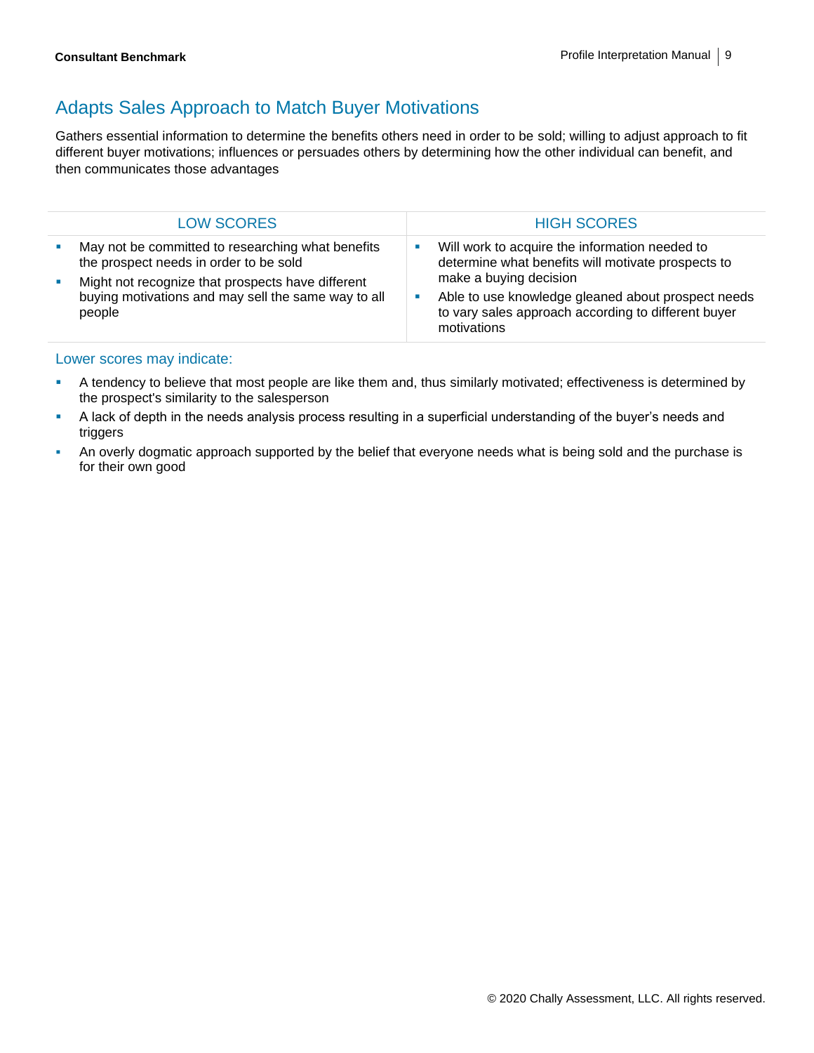## Adapts Sales Approach to Match Buyer Motivations

Gathers essential information to determine the benefits others need in order to be sold; willing to adjust approach to fit different buyer motivations; influences or persuades others by determining how the other individual can benefit, and then communicates those advantages

| LOW SCORES | HIGH SCORES |
|---|---|
| ▪ May not be committed to researching what benefits the prospect needs in order to be sold<br>▪ Might not recognize that prospects have different buying motivations and may sell the same way to all people | ▪ Will work to acquire the information needed to determine what benefits will motivate prospects to make a buying decision<br>▪ Able to use knowledge gleaned about prospect needs to vary sales approach according to different buyer motivations |

### Lower scores may indicate:

- A tendency to believe that most people are like them and, thus similarly motivated; effectiveness is determined by the prospect's similarity to the salesperson
- A lack of depth in the needs analysis process resulting in a superficial understanding of the buyer's needs and triggers
- An overly dogmatic approach supported by the belief that everyone needs what is being sold and the purchase is for their own good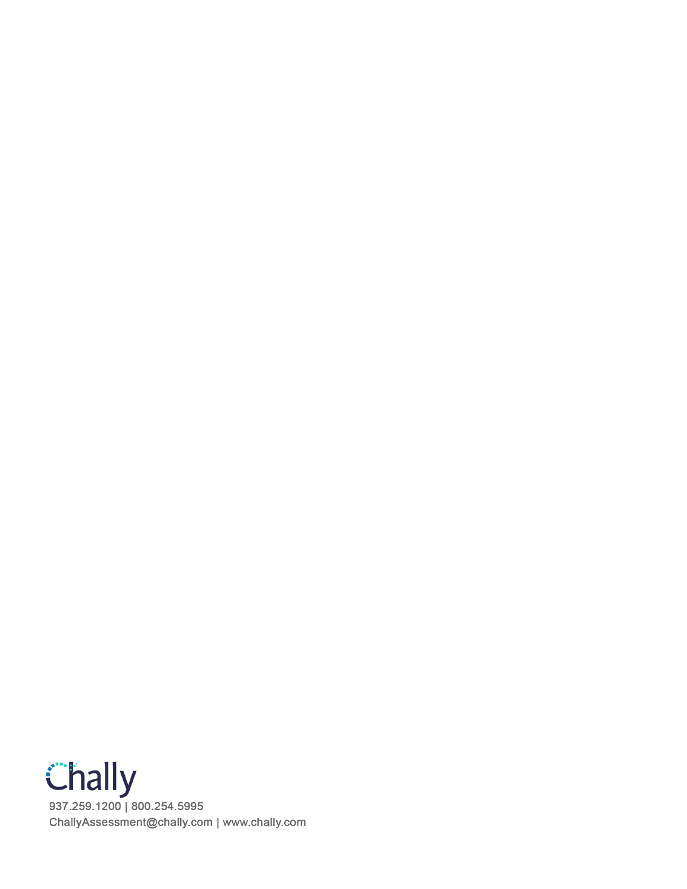Chally

937.259.1200 | 800.254.5995

ChallyAssessment@chally.com | www.chally.com